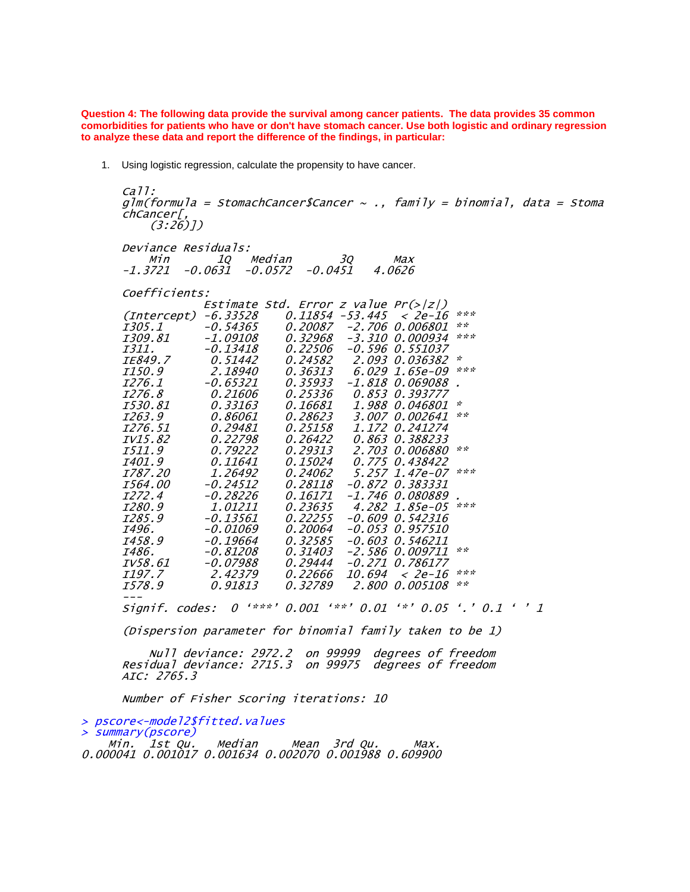**Question 4: The following data provide the survival among cancer patients. The data provides 35 common comorbidities for patients who have or don't have stomach cancer. Use both logistic and ordinary regression to analyze these data and report the difference of the findings, in particular:**

1. Using logistic regression, calculate the propensity to have cancer.

```
Call:
glm(formula = StomachCancer$Cancer ~ ., family = binomial, data = Stoma
chCancer[,
    (3:26)])

Deviance Residuals:
    Min       1Q   Median       3Q      Max
-1.3721  -0.0631  -0.0572  -0.0451   4.0626

Coefficients:
            Estimate Std. Error z value Pr(>|z|)
(Intercept) -6.33528    0.11854 -53.445  < 2e-16 ***
I305.1      -0.54365    0.20087  -2.706 0.006801 **
I309.81     -1.09108    0.32968  -3.310 0.000934 ***
I311.       -0.13418    0.22506  -0.596 0.551037
IE849.7      0.51442    0.24582   2.093 0.036382 *
I150.9       2.18940    0.36313   6.029 1.65e-09 ***
I276.1      -0.65321    0.35933  -1.818 0.069088 .
I276.8       0.21606    0.25336   0.853 0.393777
I530.81      0.33163    0.16681   1.988 0.046801 *
I263.9       0.86061    0.28623   3.007 0.002641 **
I276.51      0.29481    0.25158   1.172 0.241274
IV15.82      0.22798    0.26422   0.863 0.388233
I511.9       0.79222    0.29313   2.703 0.006880 **
I401.9       0.11641    0.15024   0.775 0.438422
I787.20      1.26492    0.24062   5.257 1.47e-07 ***
I564.00     -0.24512    0.28118  -0.872 0.383331
I272.4      -0.28226    0.16171  -1.746 0.080889 .
I280.9       1.01211    0.23635   4.282 1.85e-05 ***
I285.9      -0.13561    0.22255  -0.609 0.542316
I496.       -0.01069    0.20064  -0.053 0.957510
I458.9      -0.19664    0.32585  -0.603 0.546211
I486.       -0.81208    0.31403  -2.586 0.009711 **
IV58.61     -0.07988    0.29444  -0.271 0.786177
I197.7       2.42379    0.22666  10.694  < 2e-16 ***
I578.9       0.91813    0.32789   2.800 0.005108 **
---
Signif. codes:  0 ‘***’ 0.001 ‘**’ 0.01 ‘*’ 0.05 ‘.’ 0.1 ‘ ’ 1

(Dispersion parameter for binomial family taken to be 1)

    Null deviance: 2972.2  on 99999  degrees of freedom
Residual deviance: 2715.3  on 99975  degrees of freedom
AIC: 2765.3

Number of Fisher Scoring iterations: 10
```

```
> pscore<-model2$fitted.values
> summary(pscore)
    Min.  1st Qu.   Median     Mean  3rd Qu.     Max.
0.000041 0.001017 0.001634 0.002070 0.001988 0.609900
```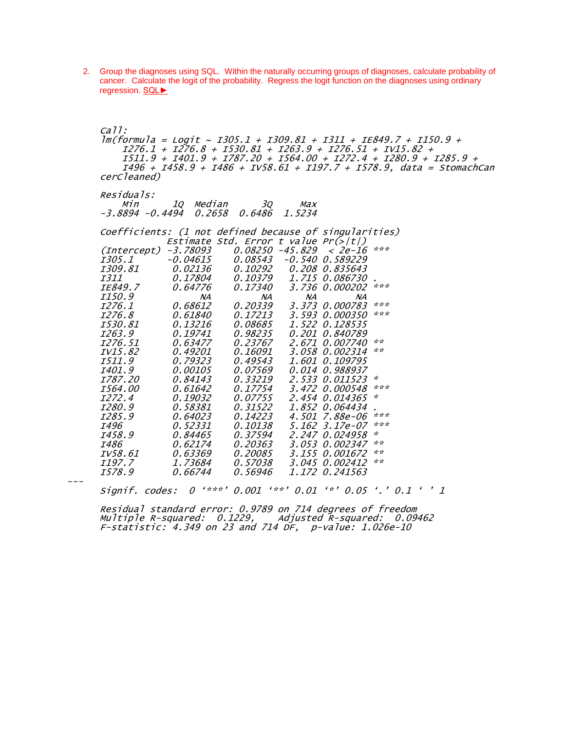2. Group the diagnoses using SQL. Within the naturally occurring groups of diagnoses, calculate probability of cancer. Calculate the logit of the probability. Regress the logit function on the diagnoses using ordinary regression. SQL►

```
Call:
lm(formula = Logit ~ I305.1 + I309.81 + I311 + IE849.7 + I150.9 +
    I276.1 + I276.8 + I530.81 + I263.9 + I276.51 + IV15.82 +
    I511.9 + I401.9 + I787.20 + I564.00 + I272.4 + I280.9 + I285.9 +
    I496 + I458.9 + I486 + IV58.61 + I197.7 + I578.9, data = StomachCan
cerCleaned)

Residuals:
    Min      1Q  Median      3Q     Max
-3.8894 -0.4494  0.2658  0.6486  1.5234

Coefficients: (1 not defined because of singularities)
            Estimate Std. Error t value Pr(>|t|)
(Intercept) -3.78093    0.08250 -45.829  < 2e-16 ***
I305.1      -0.04615    0.08543  -0.540 0.589229
I309.81      0.02136    0.10292   0.208 0.835643
I311         0.17804    0.10379   1.715 0.086730 .
IE849.7      0.64776    0.17340   3.736 0.000202 ***
I150.9            NA         NA      NA       NA
I276.1       0.68612    0.20339   3.373 0.000783 ***
I276.8       0.61840    0.17213   3.593 0.000350 ***
I530.81      0.13216    0.08685   1.522 0.128535
I263.9       0.19741    0.98235   0.201 0.840789
I276.51      0.63477    0.23767   2.671 0.007740 **
IV15.82      0.49201    0.16091   3.058 0.002314 **
I511.9       0.79323    0.49543   1.601 0.109795
I401.9       0.00105    0.07569   0.014 0.988937
I787.20      0.84143    0.33219   2.533 0.011523 *
I564.00      0.61642    0.17754   3.472 0.000548 ***
I272.4       0.19032    0.07755   2.454 0.014365 *
I280.9       0.58381    0.31522   1.852 0.064434 .
I285.9       0.64023    0.14223   4.501 7.88e-06 ***
I496         0.52331    0.10138   5.162 3.17e-07 ***
I458.9       0.84465    0.37594   2.247 0.024958 *
I486         0.62174    0.20363   3.053 0.002347 **
IV58.61      0.63369    0.20085   3.155 0.001672 **
I197.7       1.73684    0.57038   3.045 0.002412 **
I578.9       0.66744    0.56946   1.172 0.241563
---
Signif. codes:  0 ‘***’ 0.001 ‘**’ 0.01 ‘*’ 0.05 ‘.’ 0.1 ‘ ’ 1

Residual standard error: 0.9789 on 714 degrees of freedom
Multiple R-squared:  0.1229,    Adjusted R-squared:  0.09462
F-statistic: 4.349 on 23 and 714 DF,  p-value: 1.026e-10
```